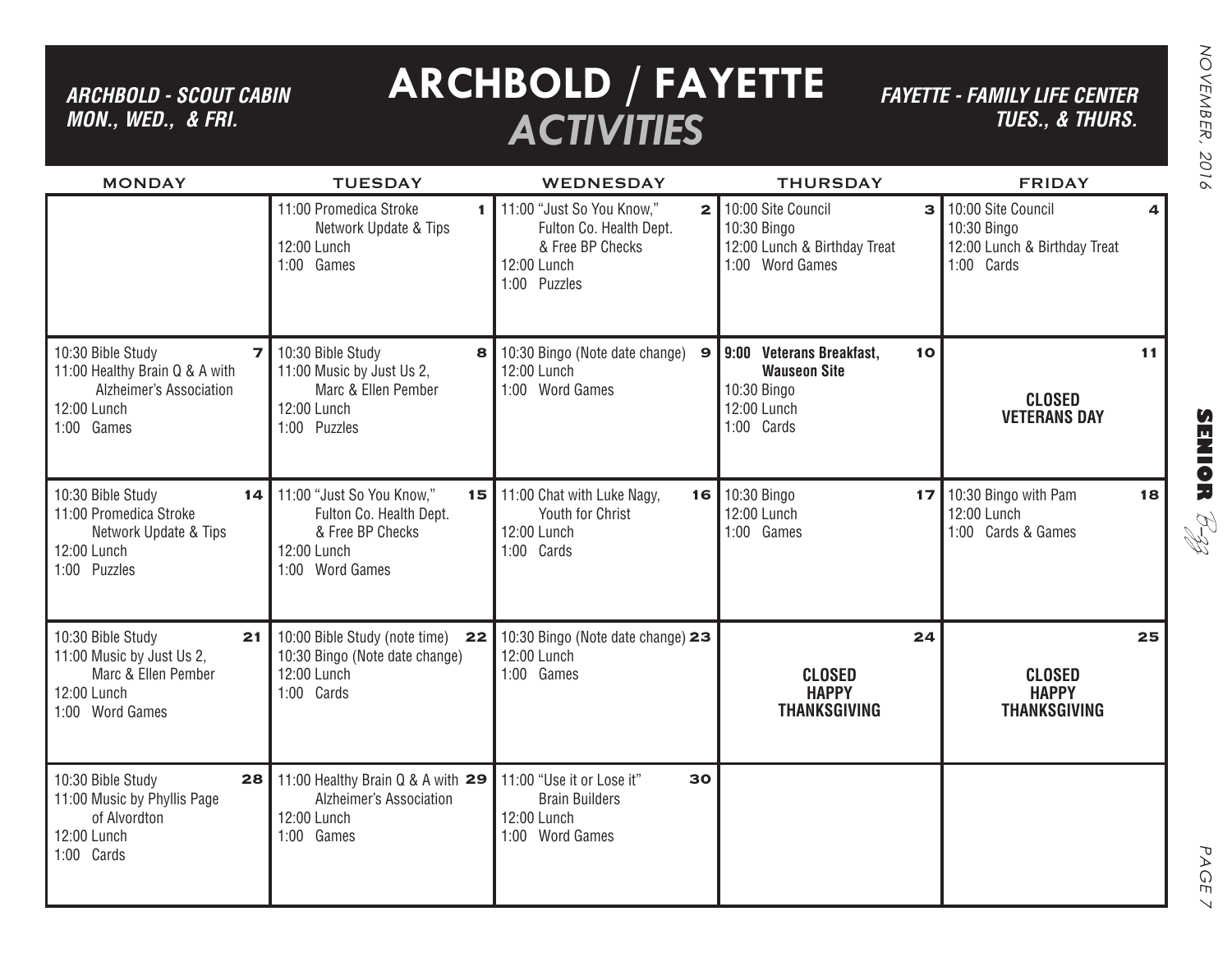# ARCHBOLD / FAYETTE *ACTIVITIES*

***ARCHBOLD - SCOUT CABIN MON., WED., & FRI.***

***FAYETTE - FAMILY LIFE CENTER TUES., & THURS.***

| MONDAY | TUESDAY | WEDNESDAY | THURSDAY | FRIDAY |
|---|---|---|---|---|
| | **1** 11:00 Promedica Stroke Network Update & Tips<br>12:00 Lunch<br>1:00 Games | **2** 11:00 "Just So You Know," Fulton Co. Health Dept. & Free BP Checks<br>12:00 Lunch<br>1:00 Puzzles | **3** 10:00 Site Council<br>10:30 Bingo<br>12:00 Lunch & Birthday Treat<br>1:00 Word Games | **4** 10:00 Site Council<br>10:30 Bingo<br>12:00 Lunch & Birthday Treat<br>1:00 Cards |
| **7** 10:30 Bible Study<br>11:00 Healthy Brain Q & A with Alzheimer's Association<br>12:00 Lunch<br>1:00 Games | **8** 10:30 Bible Study<br>11:00 Music by Just Us 2, Marc & Ellen Pember<br>12:00 Lunch<br>1:00 Puzzles | **9** 10:30 Bingo (Note date change)<br>12:00 Lunch<br>1:00 Word Games | **10** **9:00 Veterans Breakfast, Wauseon Site**<br>10:30 Bingo<br>12:00 Lunch<br>1:00 Cards | **11** **CLOSED VETERANS DAY** |
| **14** 10:30 Bible Study<br>11:00 Promedica Stroke Network Update & Tips<br>12:00 Lunch<br>1:00 Puzzles | **15** 11:00 "Just So You Know," Fulton Co. Health Dept. & Free BP Checks<br>12:00 Lunch<br>1:00 Word Games | **16** 11:00 Chat with Luke Nagy, Youth for Christ<br>12:00 Lunch<br>1:00 Cards | **17** 10:30 Bingo<br>12:00 Lunch<br>1:00 Games | **18** 10:30 Bingo with Pam<br>12:00 Lunch<br>1:00 Cards & Games |
| **21** 10:30 Bible Study<br>11:00 Music by Just Us 2, Marc & Ellen Pember<br>12:00 Lunch<br>1:00 Word Games | **22** 10:00 Bible Study (note time)<br>10:30 Bingo (Note date change)<br>12:00 Lunch<br>1:00 Cards | **23** 10:30 Bingo (Note date change)<br>12:00 Lunch<br>1:00 Games | **24** **CLOSED HAPPY THANKSGIVING** | **25** **CLOSED HAPPY THANKSGIVING** |
| **28** 10:30 Bible Study<br>11:00 Music by Phyllis Page of Alvordton<br>12:00 Lunch<br>1:00 Cards | **29** 11:00 Healthy Brain Q & A with Alzheimer's Association<br>12:00 Lunch<br>1:00 Games | **30** 11:00 "Use it or Lose it" Brain Builders<br>12:00 Lunch<br>1:00 Word Games | | |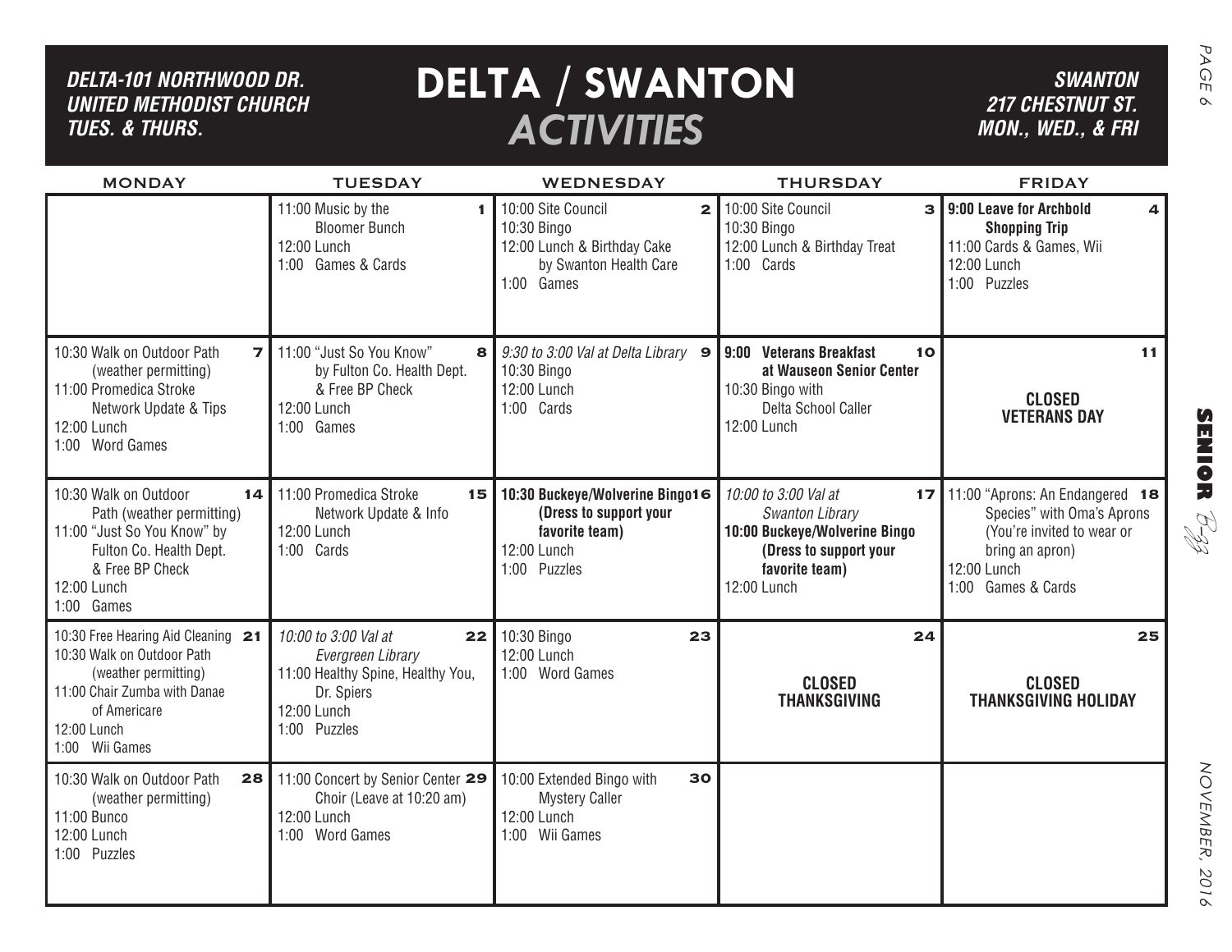# DELTA / SWANTON ACTIVITIES

***DELTA-101 NORTHWOOD DR.***
***UNITED METHODIST CHURCH***
***TUES. & THURS.***

***SWANTON***
***217 CHESTNUT ST.***
***MON., WED., & FRI***

| MONDAY | TUESDAY | WEDNESDAY | THURSDAY | FRIDAY |
|---|---|---|---|---|
| | **1** 11:00 Music by the Bloomer Bunch<br>12:00 Lunch<br>1:00 Games & Cards | **2** 10:00 Site Council<br>10:30 Bingo<br>12:00 Lunch & Birthday Cake by Swanton Health Care<br>1:00 Games | **3** 10:00 Site Council<br>10:30 Bingo<br>12:00 Lunch & Birthday Treat<br>1:00 Cards | **4** **9:00 Leave for Archbold Shopping Trip**<br>11:00 Cards & Games, Wii<br>12:00 Lunch<br>1:00 Puzzles |
| **7** 10:30 Walk on Outdoor Path (weather permitting)<br>11:00 Promedica Stroke Network Update & Tips<br>12:00 Lunch<br>1:00 Word Games | **8** 11:00 "Just So You Know" by Fulton Co. Health Dept. & Free BP Check<br>12:00 Lunch<br>1:00 Games | **9** *9:30 to 3:00 Val at Delta Library*<br>10:30 Bingo<br>12:00 Lunch<br>1:00 Cards | **10** **9:00 Veterans Breakfast at Wauseon Senior Center**<br>10:30 Bingo with Delta School Caller<br>12:00 Lunch | **11** **CLOSED VETERANS DAY** |
| **14** 10:30 Walk on Outdoor Path (weather permitting)<br>11:00 "Just So You Know" by Fulton Co. Health Dept. & Free BP Check<br>12:00 Lunch<br>1:00 Games | **15** 11:00 Promedica Stroke Network Update & Info<br>12:00 Lunch<br>1:00 Cards | **16** **10:30 Buckeye/Wolverine Bingo (Dress to support your favorite team)**<br>12:00 Lunch<br>1:00 Puzzles | **17** *10:00 to 3:00 Val at Swanton Library*<br>**10:00 Buckeye/Wolverine Bingo (Dress to support your favorite team)**<br>12:00 Lunch | **18** 11:00 "Aprons: An Endangered Species" with Oma's Aprons (You're invited to wear or bring an apron)<br>12:00 Lunch<br>1:00 Games & Cards |
| **21** 10:30 Free Hearing Aid Cleaning<br>10:30 Walk on Outdoor Path (weather permitting)<br>11:00 Chair Zumba with Danae of Americare<br>12:00 Lunch<br>1:00 Wii Games | **22** *10:00 to 3:00 Val at Evergreen Library*<br>11:00 Healthy Spine, Healthy You, Dr. Spiers<br>12:00 Lunch<br>1:00 Puzzles | **23** 10:30 Bingo<br>12:00 Lunch<br>1:00 Word Games | **24** **CLOSED THANKSGIVING** | **25** **CLOSED THANKSGIVING HOLIDAY** |
| **28** 10:30 Walk on Outdoor Path (weather permitting)<br>11:00 Bunco<br>12:00 Lunch<br>1:00 Puzzles | **29** 11:00 Concert by Senior Center Choir (Leave at 10:20 am)<br>12:00 Lunch<br>1:00 Word Games | **30** 10:00 Extended Bingo with Mystery Caller<br>12:00 Lunch<br>1:00 Wii Games | | |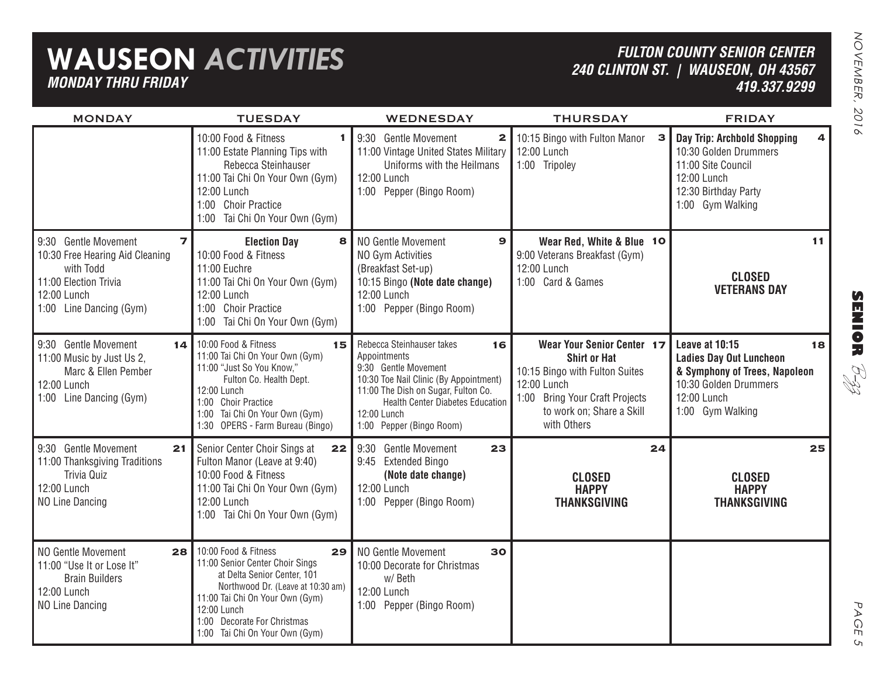# WAUSEON *ACTIVITIES*

***MONDAY THRU FRIDAY***

***FULTON COUNTY SENIOR CENTER***
***240 CLINTON ST. | WAUSEON, OH 43567***
***419.337.9299***

| MONDAY | TUESDAY | WEDNESDAY | THURSDAY | FRIDAY |
|---|---|---|---|---|
| | **1**<br>10:00 Food & Fitness<br>11:00 Estate Planning Tips with Rebecca Steinhauser<br>11:00 Tai Chi On Your Own (Gym)<br>12:00 Lunch<br>1:00 Choir Practice<br>1:00 Tai Chi On Your Own (Gym) | **2**<br>9:30 Gentle Movement<br>11:00 Vintage United States Military Uniforms with the Heilmans<br>12:00 Lunch<br>1:00 Pepper (Bingo Room) | **3**<br>10:15 Bingo with Fulton Manor<br>12:00 Lunch<br>1:00 Tripoley | **4**<br>**Day Trip: Archbold Shopping**<br>10:30 Golden Drummers<br>11:00 Site Council<br>12:00 Lunch<br>12:30 Birthday Party<br>1:00 Gym Walking |
| **7**<br>9:30 Gentle Movement<br>10:30 Free Hearing Aid Cleaning with Todd<br>11:00 Election Trivia<br>12:00 Lunch<br>1:00 Line Dancing (Gym) | **8**<br>**Election Day**<br>10:00 Food & Fitness<br>11:00 Euchre<br>11:00 Tai Chi On Your Own (Gym)<br>12:00 Lunch<br>1:00 Choir Practice<br>1:00 Tai Chi On Your Own (Gym) | **9**<br>NO Gentle Movement<br>NO Gym Activities<br>(Breakfast Set-up)<br>10:15 Bingo **(Note date change)**<br>12:00 Lunch<br>1:00 Pepper (Bingo Room) | **10**<br>**Wear Red, White & Blue**<br>9:00 Veterans Breakfast (Gym)<br>12:00 Lunch<br>1:00 Card & Games | **11**<br>**CLOSED**<br>**VETERANS DAY** |
| **14**<br>9:30 Gentle Movement<br>11:00 Music by Just Us 2, Marc & Ellen Pember<br>12:00 Lunch<br>1:00 Line Dancing (Gym) | **15**<br>10:00 Food & Fitness<br>11:00 Tai Chi On Your Own (Gym)<br>11:00 "Just So You Know," Fulton Co. Health Dept.<br>12:00 Lunch<br>1:00 Choir Practice<br>1:00 Tai Chi On Your Own (Gym)<br>1:30 OPERS - Farm Bureau (Bingo) | **16**<br>Rebecca Steinhauser takes Appointments<br>9:30 Gentle Movement<br>10:30 Toe Nail Clinic (By Appointment)<br>11:00 The Dish on Sugar, Fulton Co. Health Center Diabetes Education<br>12:00 Lunch<br>1:00 Pepper (Bingo Room) | **17**<br>**Wear Your Senior Center Shirt or Hat**<br>10:15 Bingo with Fulton Suites<br>12:00 Lunch<br>1:00 Bring Your Craft Projects to work on; Share a Skill with Others | **18**<br>**Leave at 10:15**<br>**Ladies Day Out Luncheon & Symphony of Trees, Napoleon**<br>10:30 Golden Drummers<br>12:00 Lunch<br>1:00 Gym Walking |
| **21**<br>9:30 Gentle Movement<br>11:00 Thanksgiving Traditions Trivia Quiz<br>12:00 Lunch<br>NO Line Dancing | **22**<br>Senior Center Choir Sings at Fulton Manor (Leave at 9:40)<br>10:00 Food & Fitness<br>11:00 Tai Chi On Your Own (Gym)<br>12:00 Lunch<br>1:00 Tai Chi On Your Own (Gym) | **23**<br>9:30 Gentle Movement<br>9:45 Extended Bingo **(Note date change)**<br>12:00 Lunch<br>1:00 Pepper (Bingo Room) | **24**<br>**CLOSED**<br>**HAPPY THANKSGIVING** | **25**<br>**CLOSED**<br>**HAPPY THANKSGIVING** |
| **28**<br>NO Gentle Movement<br>11:00 "Use It or Lose It" Brain Builders<br>12:00 Lunch<br>NO Line Dancing | **29**<br>10:00 Food & Fitness<br>11:00 Senior Center Choir Sings at Delta Senior Center, 101 Northwood Dr. (Leave at 10:30 am)<br>11:00 Tai Chi On Your Own (Gym)<br>12:00 Lunch<br>1:00 Decorate For Christmas<br>1:00 Tai Chi On Your Own (Gym) | **30**<br>NO Gentle Movement<br>10:00 Decorate for Christmas w/ Beth<br>12:00 Lunch<br>1:00 Pepper (Bingo Room) | | |